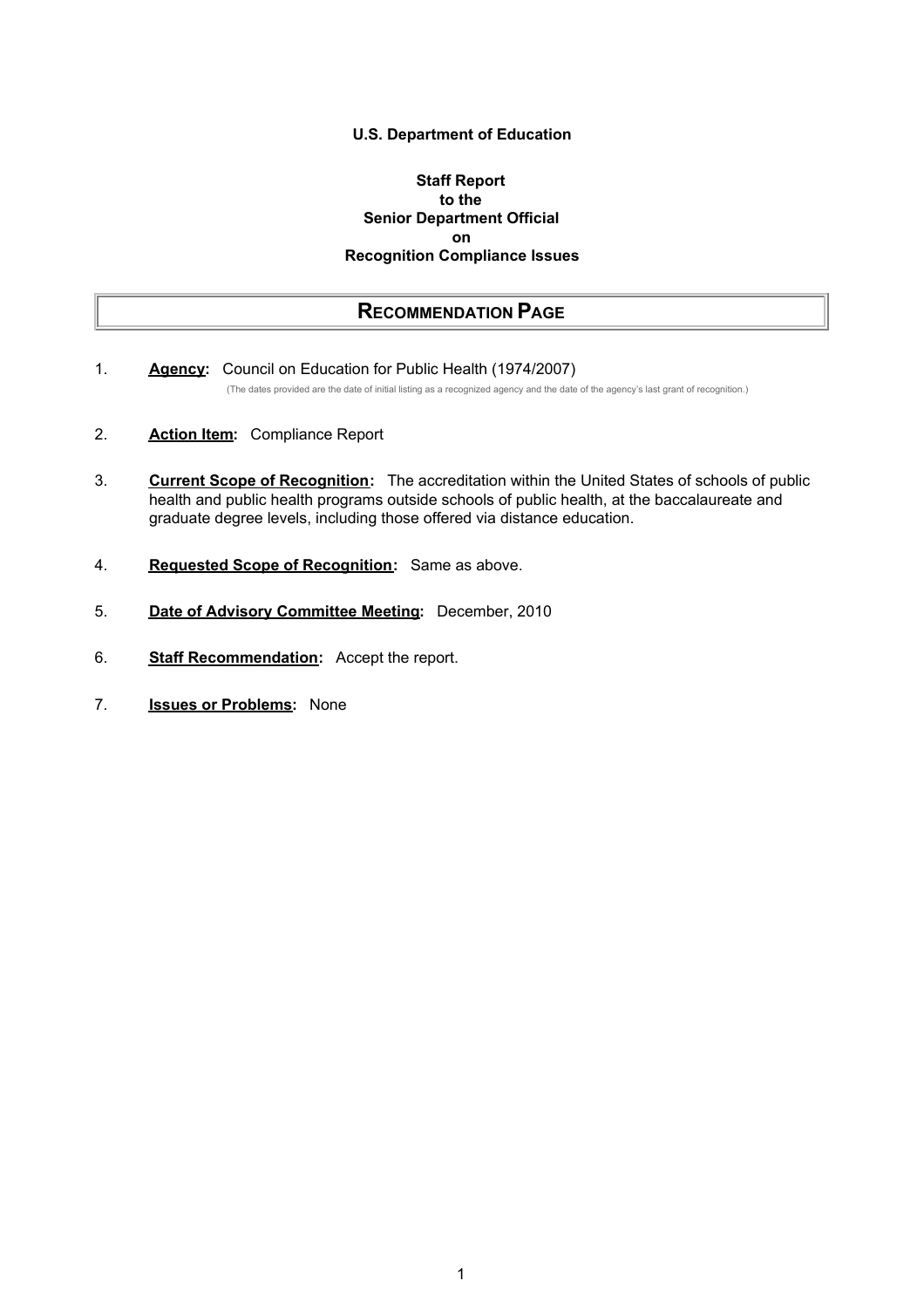**U.S. Department of Education**

**Staff Report**
**to the**
**Senior Department Official**
**on**
**Recognition Compliance Issues**

## RECOMMENDATION PAGE

1. **Agency:** Council on Education for Public Health (1974/2007)
   (The dates provided are the date of initial listing as a recognized agency and the date of the agency's last grant of recognition.)

2. **Action Item:** Compliance Report

3. **Current Scope of Recognition:** The accreditation within the United States of schools of public health and public health programs outside schools of public health, at the baccalaureate and graduate degree levels, including those offered via distance education.

4. **Requested Scope of Recognition:** Same as above.

5. **Date of Advisory Committee Meeting:** December, 2010

6. **Staff Recommendation:** Accept the report.

7. **Issues or Problems:** None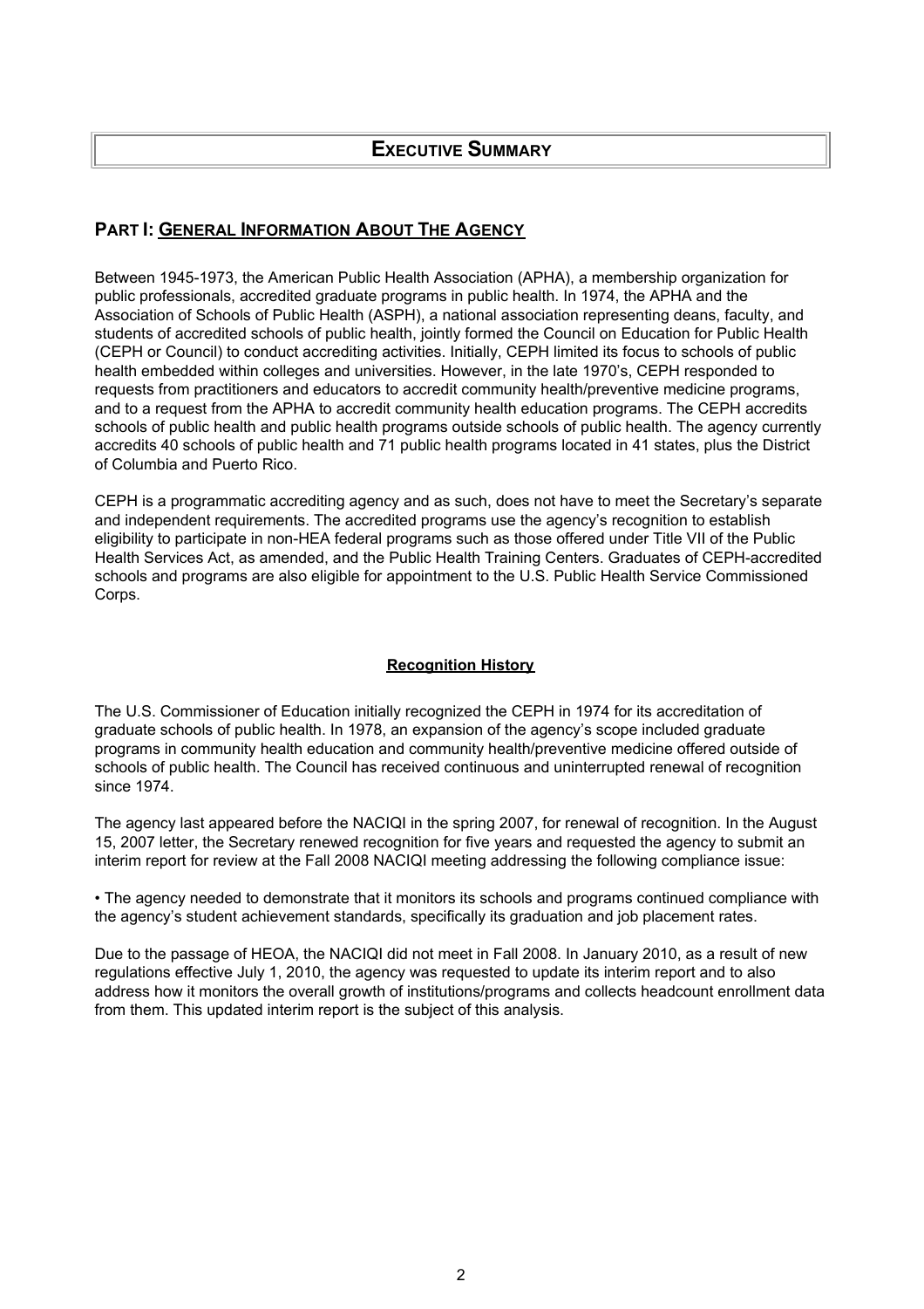# EXECUTIVE SUMMARY

## PART I: GENERAL INFORMATION ABOUT THE AGENCY

Between 1945-1973, the American Public Health Association (APHA), a membership organization for public professionals, accredited graduate programs in public health. In 1974, the APHA and the Association of Schools of Public Health (ASPH), a national association representing deans, faculty, and students of accredited schools of public health, jointly formed the Council on Education for Public Health (CEPH or Council) to conduct accrediting activities. Initially, CEPH limited its focus to schools of public health embedded within colleges and universities. However, in the late 1970's, CEPH responded to requests from practitioners and educators to accredit community health/preventive medicine programs, and to a request from the APHA to accredit community health education programs. The CEPH accredits schools of public health and public health programs outside schools of public health. The agency currently accredits 40 schools of public health and 71 public health programs located in 41 states, plus the District of Columbia and Puerto Rico.

CEPH is a programmatic accrediting agency and as such, does not have to meet the Secretary's separate and independent requirements. The accredited programs use the agency's recognition to establish eligibility to participate in non-HEA federal programs such as those offered under Title VII of the Public Health Services Act, as amended, and the Public Health Training Centers. Graduates of CEPH-accredited schools and programs are also eligible for appointment to the U.S. Public Health Service Commissioned Corps.

### Recognition History

The U.S. Commissioner of Education initially recognized the CEPH in 1974 for its accreditation of graduate schools of public health. In 1978, an expansion of the agency's scope included graduate programs in community health education and community health/preventive medicine offered outside of schools of public health. The Council has received continuous and uninterrupted renewal of recognition since 1974.

The agency last appeared before the NACIQI in the spring 2007, for renewal of recognition. In the August 15, 2007 letter, the Secretary renewed recognition for five years and requested the agency to submit an interim report for review at the Fall 2008 NACIQI meeting addressing the following compliance issue:

- The agency needed to demonstrate that it monitors its schools and programs continued compliance with the agency's student achievement standards, specifically its graduation and job placement rates.

Due to the passage of HEOA, the NACIQI did not meet in Fall 2008. In January 2010, as a result of new regulations effective July 1, 2010, the agency was requested to update its interim report and to also address how it monitors the overall growth of institutions/programs and collects headcount enrollment data from them. This updated interim report is the subject of this analysis.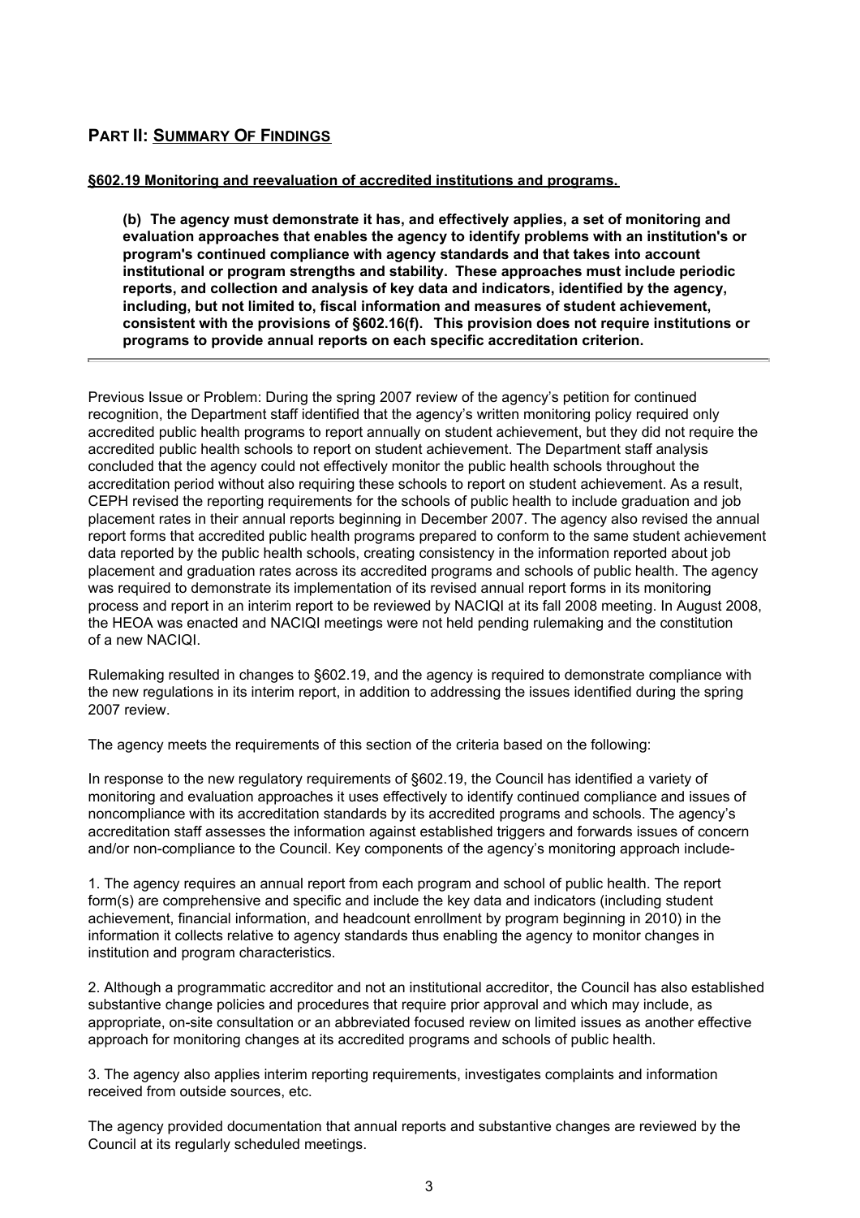## PART II: SUMMARY OF FINDINGS

**§602.19 Monitoring and reevaluation of accredited institutions and programs.**

> **(b) The agency must demonstrate it has, and effectively applies, a set of monitoring and evaluation approaches that enables the agency to identify problems with an institution's or program's continued compliance with agency standards and that takes into account institutional or program strengths and stability. These approaches must include periodic reports, and collection and analysis of key data and indicators, identified by the agency, including, but not limited to, fiscal information and measures of student achievement, consistent with the provisions of §602.16(f). This provision does not require institutions or programs to provide annual reports on each specific accreditation criterion.**

---

Previous Issue or Problem: During the spring 2007 review of the agency's petition for continued recognition, the Department staff identified that the agency's written monitoring policy required only accredited public health programs to report annually on student achievement, but they did not require the accredited public health schools to report on student achievement. The Department staff analysis concluded that the agency could not effectively monitor the public health schools throughout the accreditation period without also requiring these schools to report on student achievement. As a result, CEPH revised the reporting requirements for the schools of public health to include graduation and job placement rates in their annual reports beginning in December 2007. The agency also revised the annual report forms that accredited public health programs prepared to conform to the same student achievement data reported by the public health schools, creating consistency in the information reported about job placement and graduation rates across its accredited programs and schools of public health. The agency was required to demonstrate its implementation of its revised annual report forms in its monitoring process and report in an interim report to be reviewed by NACIQI at its fall 2008 meeting. In August 2008, the HEOA was enacted and NACIQI meetings were not held pending rulemaking and the constitution of a new NACIQI.

Rulemaking resulted in changes to §602.19, and the agency is required to demonstrate compliance with the new regulations in its interim report, in addition to addressing the issues identified during the spring 2007 review.

The agency meets the requirements of this section of the criteria based on the following:

In response to the new regulatory requirements of §602.19, the Council has identified a variety of monitoring and evaluation approaches it uses effectively to identify continued compliance and issues of noncompliance with its accreditation standards by its accredited programs and schools. The agency's accreditation staff assesses the information against established triggers and forwards issues of concern and/or non-compliance to the Council. Key components of the agency's monitoring approach include-

1. The agency requires an annual report from each program and school of public health. The report form(s) are comprehensive and specific and include the key data and indicators (including student achievement, financial information, and headcount enrollment by program beginning in 2010) in the information it collects relative to agency standards thus enabling the agency to monitor changes in institution and program characteristics.

2. Although a programmatic accreditor and not an institutional accreditor, the Council has also established substantive change policies and procedures that require prior approval and which may include, as appropriate, on-site consultation or an abbreviated focused review on limited issues as another effective approach for monitoring changes at its accredited programs and schools of public health.

3. The agency also applies interim reporting requirements, investigates complaints and information received from outside sources, etc.

The agency provided documentation that annual reports and substantive changes are reviewed by the Council at its regularly scheduled meetings.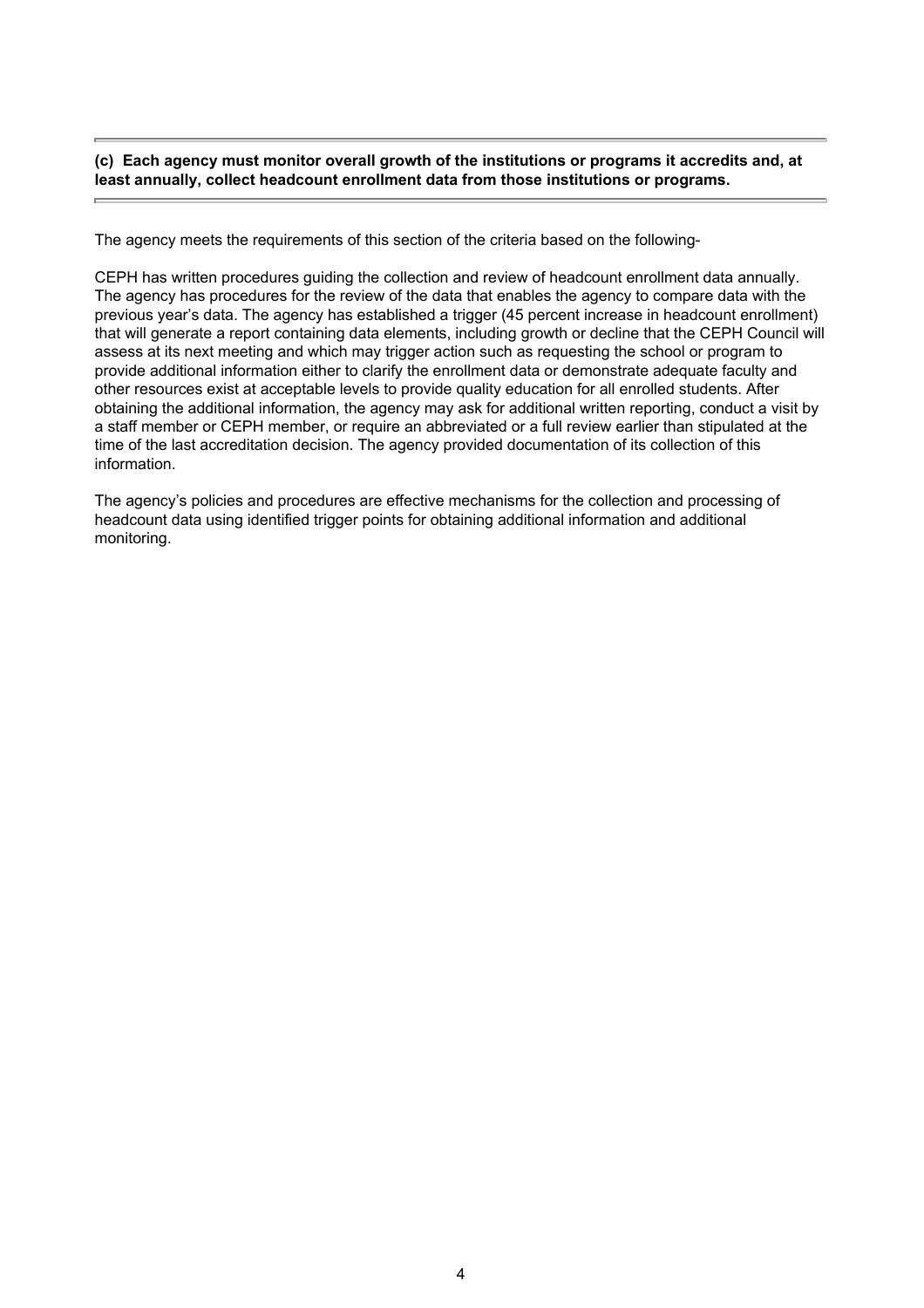**(c) Each agency must monitor overall growth of the institutions or programs it accredits and, at least annually, collect headcount enrollment data from those institutions or programs.**

The agency meets the requirements of this section of the criteria based on the following-

CEPH has written procedures guiding the collection and review of headcount enrollment data annually. The agency has procedures for the review of the data that enables the agency to compare data with the previous year's data. The agency has established a trigger (45 percent increase in headcount enrollment) that will generate a report containing data elements, including growth or decline that the CEPH Council will assess at its next meeting and which may trigger action such as requesting the school or program to provide additional information either to clarify the enrollment data or demonstrate adequate faculty and other resources exist at acceptable levels to provide quality education for all enrolled students. After obtaining the additional information, the agency may ask for additional written reporting, conduct a visit by a staff member or CEPH member, or require an abbreviated or a full review earlier than stipulated at the time of the last accreditation decision. The agency provided documentation of its collection of this information.

The agency's policies and procedures are effective mechanisms for the collection and processing of headcount data using identified trigger points for obtaining additional information and additional monitoring.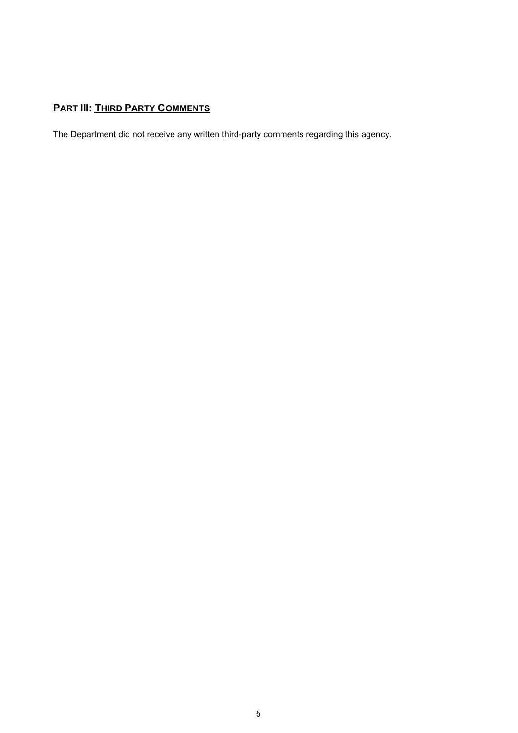## PART III: THIRD PARTY COMMENTS

The Department did not receive any written third-party comments regarding this agency.